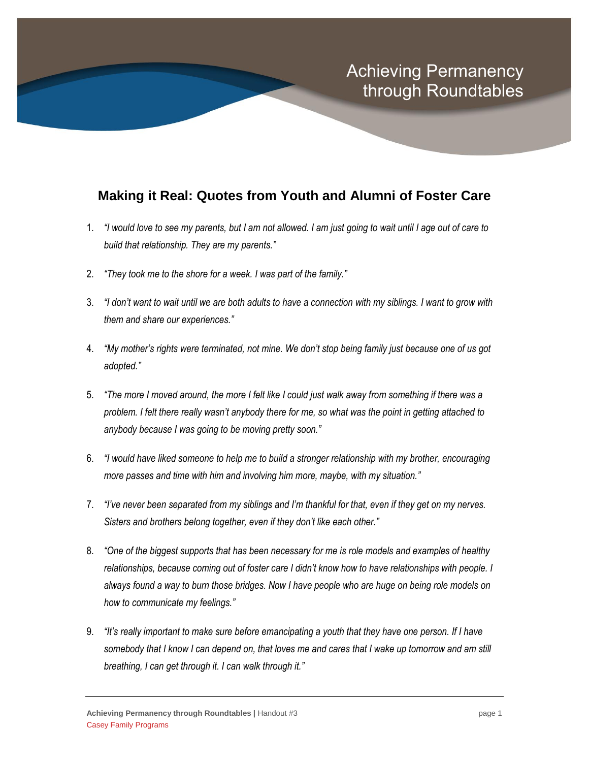# Achieving Permanency through Roundtables

## Making it Real: Quotes from Youth and Alumni of Foster Care

1. *"I would love to see my parents, but I am not allowed. I am just going to wait until I age out of care to build that relationship. They are my parents."*

2. *"They took me to the shore for a week. I was part of the family."*

3. *"I don't want to wait until we are both adults to have a connection with my siblings. I want to grow with them and share our experiences."*

4. *"My mother's rights were terminated, not mine. We don't stop being family just because one of us got adopted."*

5. *"The more I moved around, the more I felt like I could just walk away from something if there was a problem. I felt there really wasn't anybody there for me, so what was the point in getting attached to anybody because I was going to be moving pretty soon."*

6. *"I would have liked someone to help me to build a stronger relationship with my brother, encouraging more passes and time with him and involving him more, maybe, with my situation."*

7. *"I've never been separated from my siblings and I'm thankful for that, even if they get on my nerves. Sisters and brothers belong together, even if they don't like each other."*

8. *"One of the biggest supports that has been necessary for me is role models and examples of healthy relationships, because coming out of foster care I didn't know how to have relationships with people. I always found a way to burn those bridges. Now I have people who are huge on being role models on how to communicate my feelings."*

9. *"It's really important to make sure before emancipating a youth that they have one person. If I have somebody that I know I can depend on, that loves me and cares that I wake up tomorrow and am still breathing, I can get through it. I can walk through it."*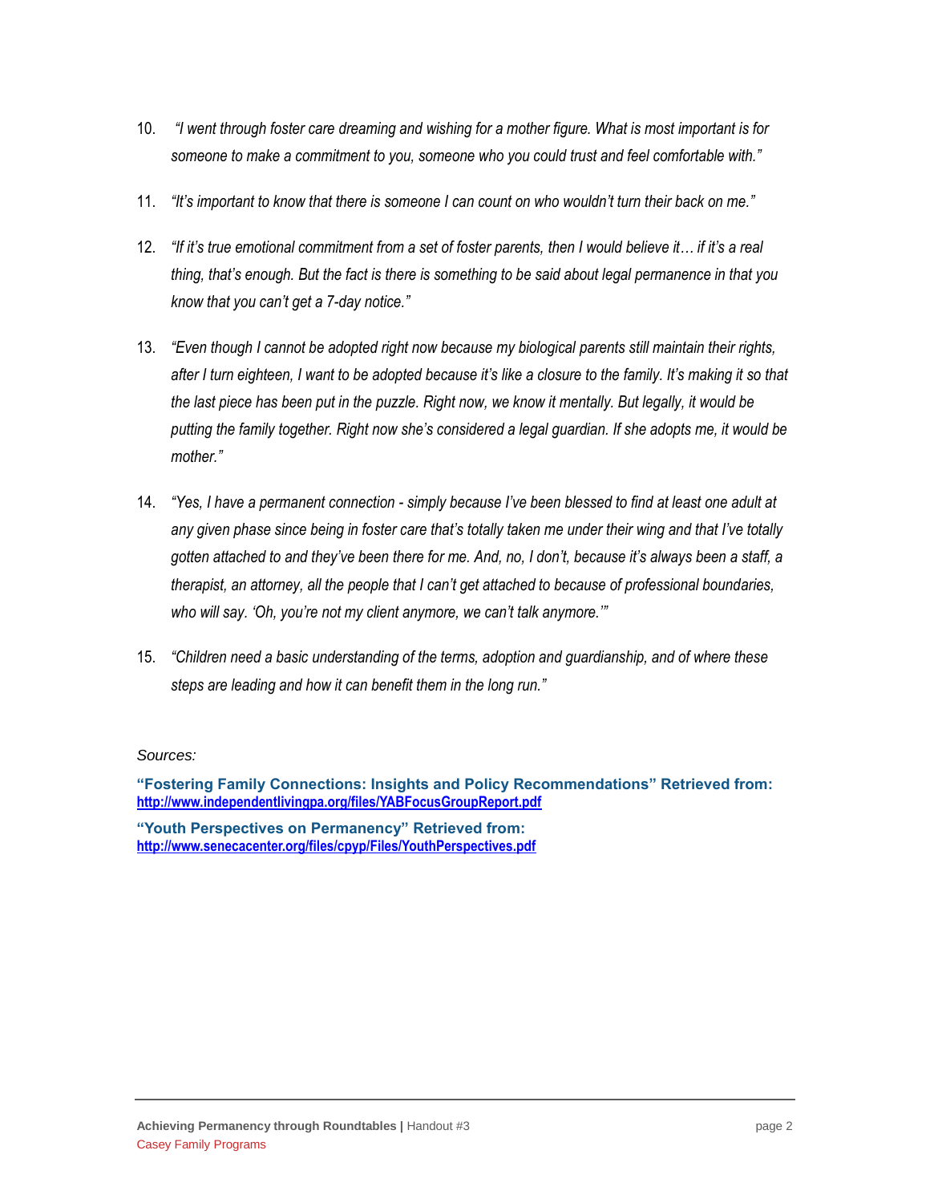10. *"I went through foster care dreaming and wishing for a mother figure. What is most important is for someone to make a commitment to you, someone who you could trust and feel comfortable with."*

11. *"It's important to know that there is someone I can count on who wouldn't turn their back on me."*

12. *"If it's true emotional commitment from a set of foster parents, then I would believe it… if it's a real thing, that's enough. But the fact is there is something to be said about legal permanence in that you know that you can't get a 7-day notice."*

13. *"Even though I cannot be adopted right now because my biological parents still maintain their rights, after I turn eighteen, I want to be adopted because it's like a closure to the family. It's making it so that the last piece has been put in the puzzle. Right now, we know it mentally. But legally, it would be putting the family together. Right now she's considered a legal guardian. If she adopts me, it would be mother."*

14. *"Yes, I have a permanent connection - simply because I've been blessed to find at least one adult at any given phase since being in foster care that's totally taken me under their wing and that I've totally gotten attached to and they've been there for me. And, no, I don't, because it's always been a staff, a therapist, an attorney, all the people that I can't get attached to because of professional boundaries, who will say. 'Oh, you're not my client anymore, we can't talk anymore.'"*

15. *"Children need a basic understanding of the terms, adoption and guardianship, and of where these steps are leading and how it can benefit them in the long run."*

*Sources:*

**"Fostering Family Connections: Insights and Policy Recommendations" Retrieved from:**
**http://www.independentlivingpa.org/files/YABFocusGroupReport.pdf**

**"Youth Perspectives on Permanency" Retrieved from:**
**http://www.senecacenter.org/files/cpyp/Files/YouthPerspectives.pdf**